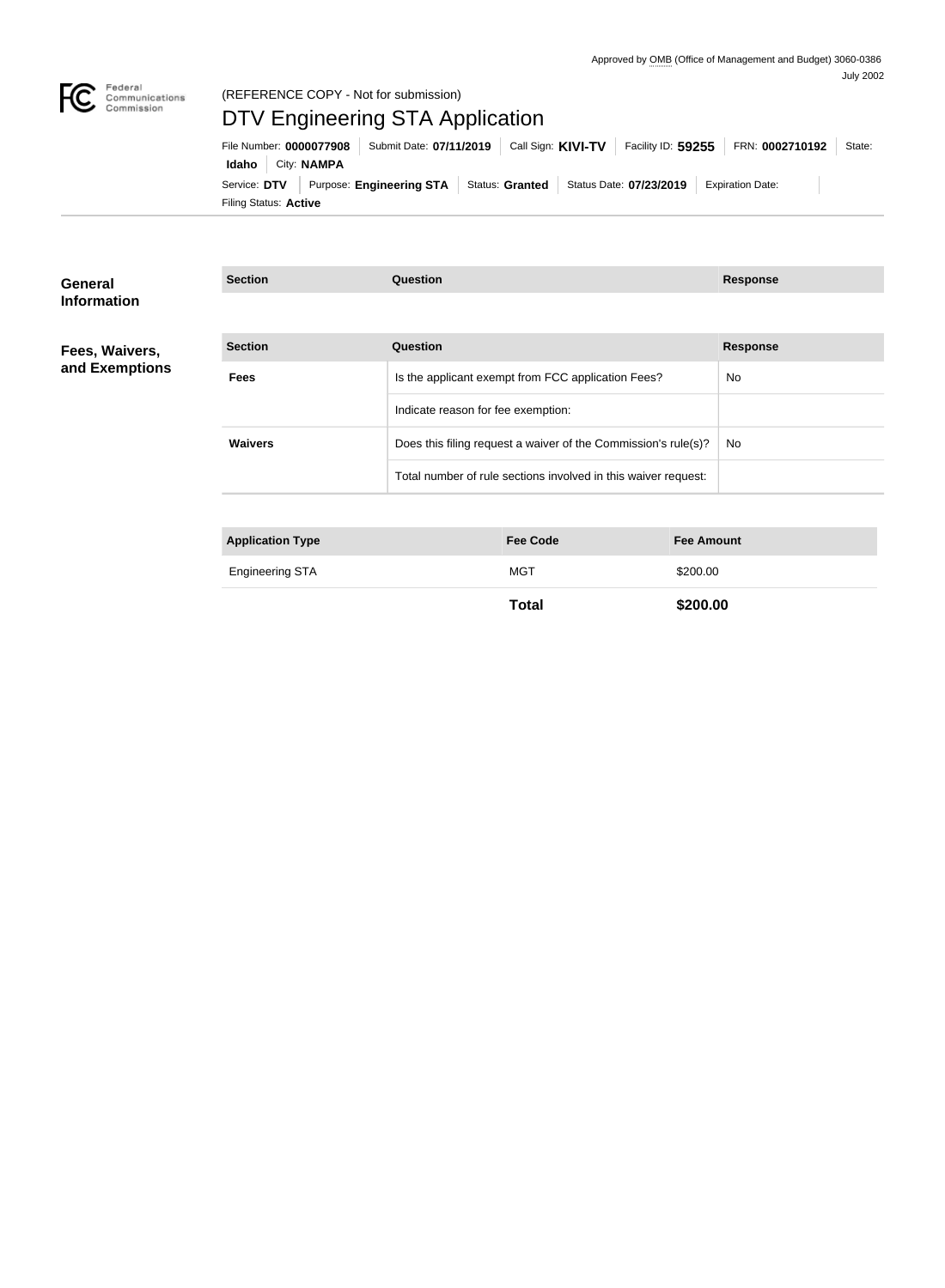Approved by OMB (Office of Management and Budget) 3060-0386
July 2002

Federal Communications Commission

(REFERENCE COPY - Not for submission)

# DTV Engineering STA Application

File Number: **0000077908** | Submit Date: **07/11/2019** | Call Sign: **KIVI-TV** | Facility ID: **59255** | FRN: **0002710192** | State: **Idaho** | City: **NAMPA**

Service: **DTV** | Purpose: **Engineering STA** | Status: **Granted** | Status Date: **07/23/2019** | Expiration Date: | Filing Status: **Active**

## General Information

| Section | Question | Response |
|---|---|---|

## Fees, Waivers, and Exemptions

| Section | Question | Response |
|---|---|---|
| **Fees** | Is the applicant exempt from FCC application Fees? | No |
| | Indicate reason for fee exemption: | |
| **Waivers** | Does this filing request a waiver of the Commission's rule(s)? | No |
| | Total number of rule sections involved in this waiver request: | |

| Application Type | Fee Code | Fee Amount |
|---|---|---|
| Engineering STA | MGT | $200.00 |
| | **Total** | **$200.00** |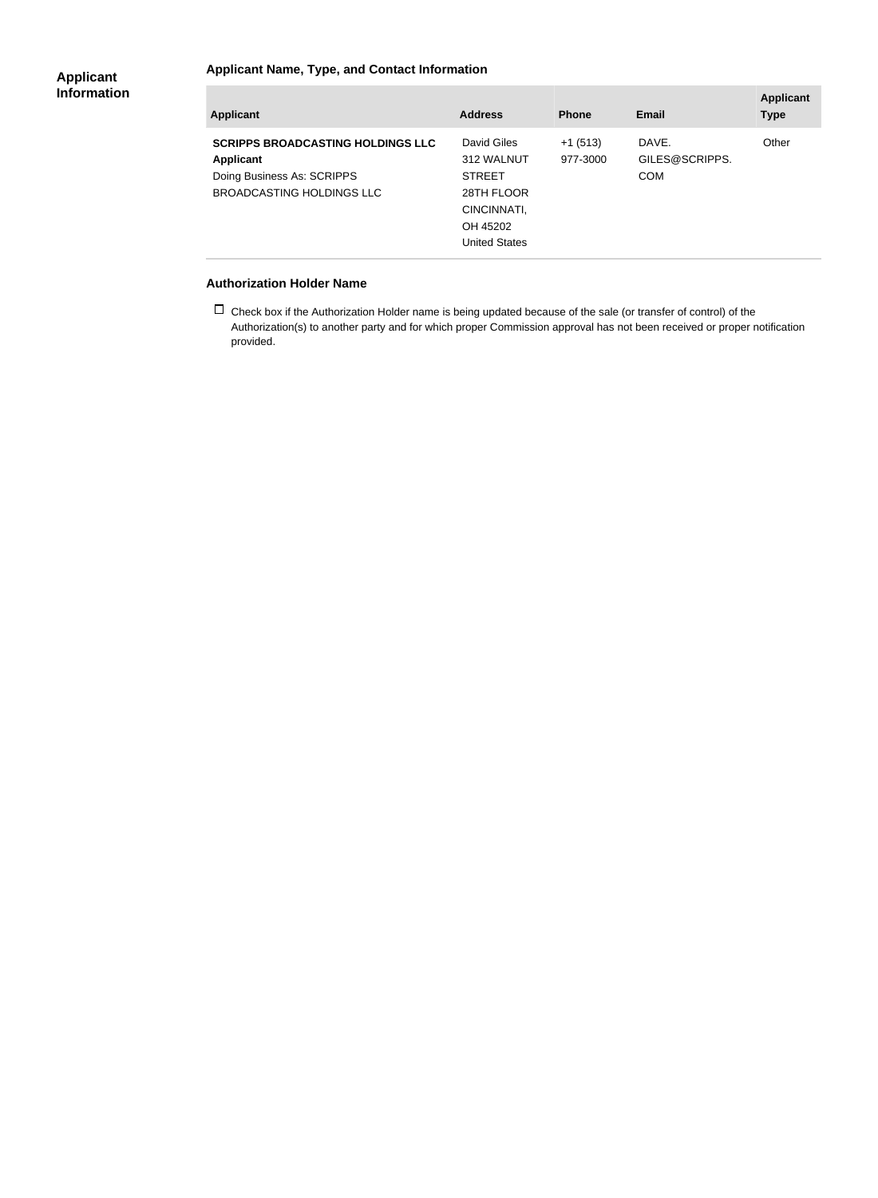## Applicant Information

### Applicant Name, Type, and Contact Information

| Applicant | Address | Phone | Email | Applicant Type |
|---|---|---|---|---|
| **SCRIPPS BROADCASTING HOLDINGS LLC** **Applicant** Doing Business As: SCRIPPS BROADCASTING HOLDINGS LLC | David Giles 312 WALNUT STREET 28TH FLOOR CINCINNATI, OH 45202 United States | +1 (513) 977-3000 | DAVE.GILES@SCRIPPS.COM | Other |

### Authorization Holder Name

☐ Check box if the Authorization Holder name is being updated because of the sale (or transfer of control) of the Authorization(s) to another party and for which proper Commission approval has not been received or proper notification provided.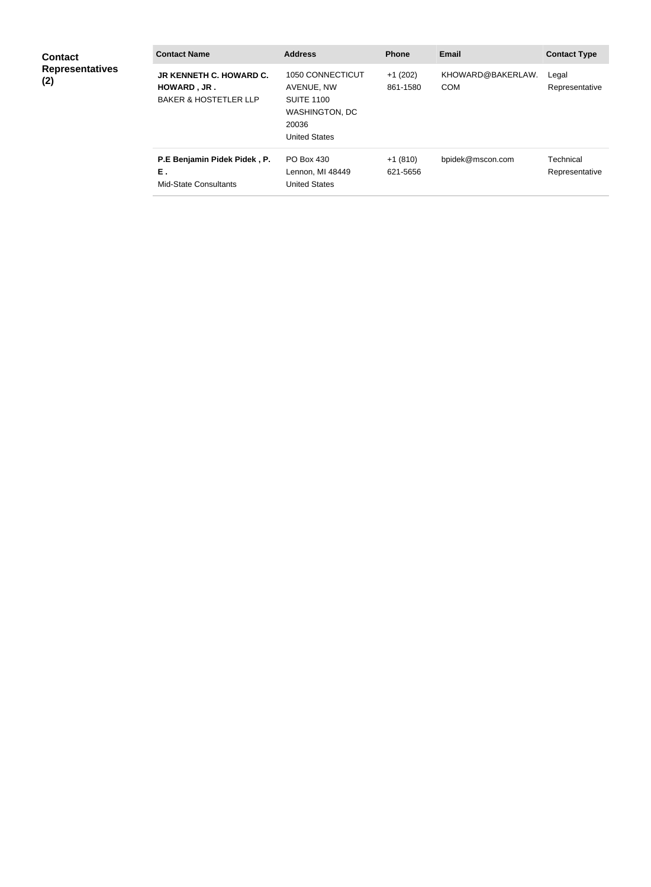**Contact Representatives (2)**

| Contact Name | Address | Phone | Email | Contact Type |
| --- | --- | --- | --- | --- |
| **JR KENNETH C. HOWARD C. HOWARD , JR .** BAKER & HOSTETLER LLP | 1050 CONNECTICUT AVENUE, NW SUITE 1100 WASHINGTON, DC 20036 United States | +1 (202) 861-1580 | KHOWARD@BAKERLAW.COM | Legal Representative |
| **P.E Benjamin Pidek Pidek , P. E .** Mid-State Consultants | PO Box 430 Lennon, MI 48449 United States | +1 (810) 621-5656 | bpidek@mscon.com | Technical Representative |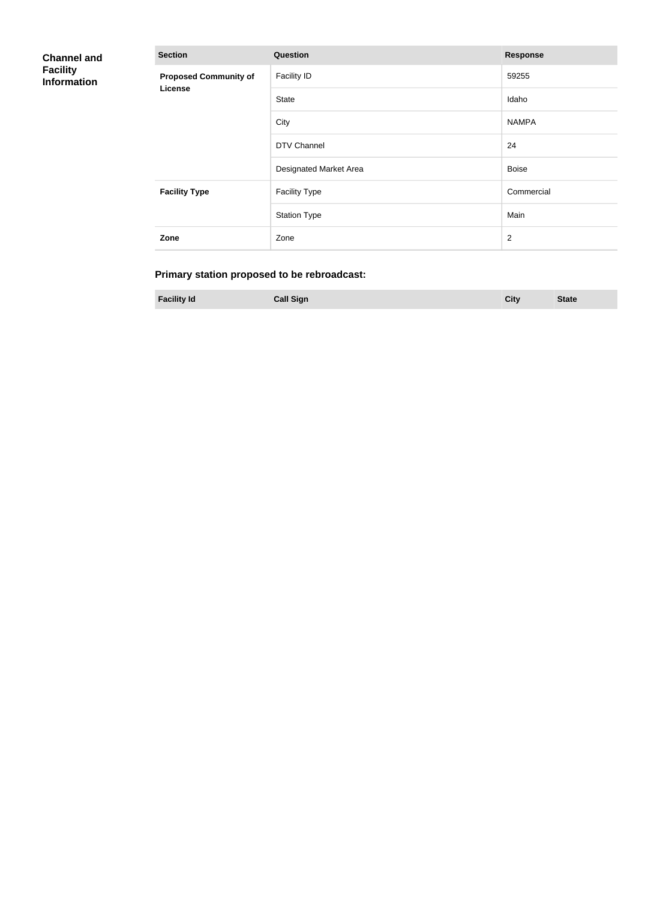## Channel and Facility Information

| Section | Question | Response |
|---|---|---|
| **Proposed Community of License** | Facility ID | 59255 |
| | State | Idaho |
| | City | NAMPA |
| | DTV Channel | 24 |
| | Designated Market Area | Boise |
| **Facility Type** | Facility Type | Commercial |
| | Station Type | Main |
| **Zone** | Zone | 2 |

### Primary station proposed to be rebroadcast:

| Facility Id | Call Sign | City | State |
|---|---|---|---|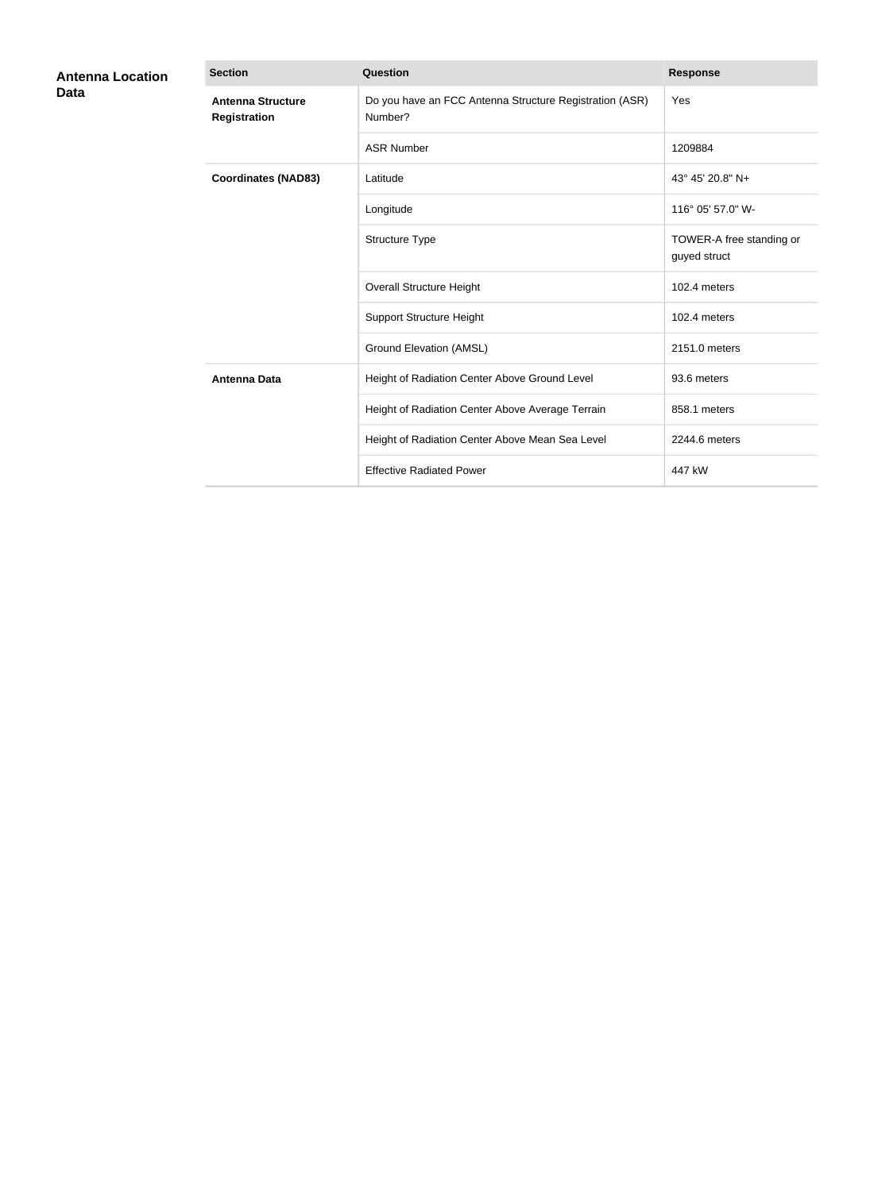## Antenna Location Data

| Section | Question | Response |
|---|---|---|
| **Antenna Structure Registration** | Do you have an FCC Antenna Structure Registration (ASR) Number? | Yes |
| | ASR Number | 1209884 |
| **Coordinates (NAD83)** | Latitude | 43° 45' 20.8" N+ |
| | Longitude | 116° 05' 57.0" W- |
| | Structure Type | TOWER-A free standing or guyed struct |
| | Overall Structure Height | 102.4 meters |
| | Support Structure Height | 102.4 meters |
| | Ground Elevation (AMSL) | 2151.0 meters |
| **Antenna Data** | Height of Radiation Center Above Ground Level | 93.6 meters |
| | Height of Radiation Center Above Average Terrain | 858.1 meters |
| | Height of Radiation Center Above Mean Sea Level | 2244.6 meters |
| | Effective Radiated Power | 447 kW |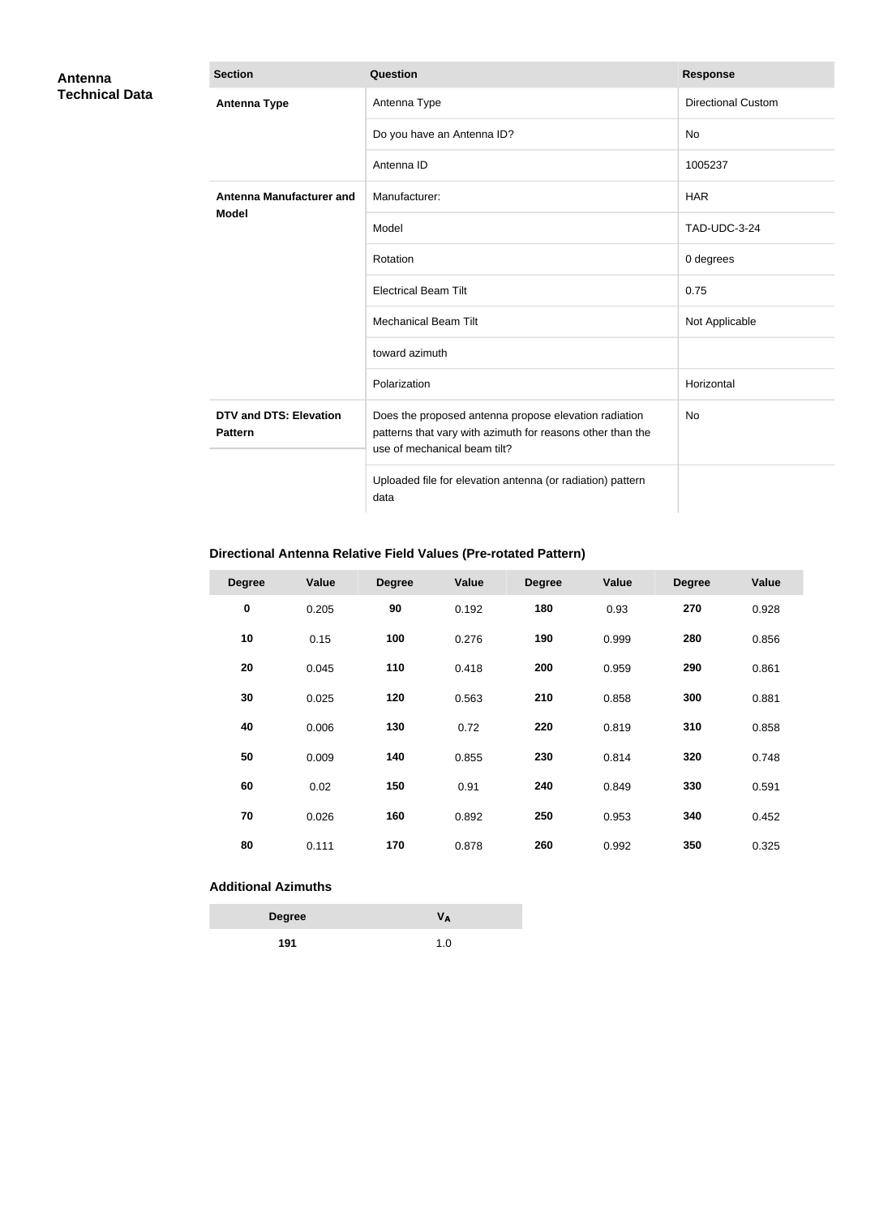**Antenna Technical Data**

| Section | Question | Response |
| --- | --- | --- |
| **Antenna Type** | Antenna Type | Directional Custom |
| | Do you have an Antenna ID? | No |
| | Antenna ID | 1005237 |
| **Antenna Manufacturer and Model** | Manufacturer: | HAR |
| | Model | TAD-UDC-3-24 |
| | Rotation | 0 degrees |
| | Electrical Beam Tilt | 0.75 |
| | Mechanical Beam Tilt | Not Applicable |
| | toward azimuth | |
| | Polarization | Horizontal |
| **DTV and DTS: Elevation Pattern** | Does the proposed antenna propose elevation radiation patterns that vary with azimuth for reasons other than the use of mechanical beam tilt? | No |
| | Uploaded file for elevation antenna (or radiation) pattern data | |

### Directional Antenna Relative Field Values (Pre-rotated Pattern)

| Degree | Value | Degree | Value | Degree | Value | Degree | Value |
| --- | --- | --- | --- | --- | --- | --- | --- |
| **0** | 0.205 | **90** | 0.192 | **180** | 0.93 | **270** | 0.928 |
| **10** | 0.15 | **100** | 0.276 | **190** | 0.999 | **280** | 0.856 |
| **20** | 0.045 | **110** | 0.418 | **200** | 0.959 | **290** | 0.861 |
| **30** | 0.025 | **120** | 0.563 | **210** | 0.858 | **300** | 0.881 |
| **40** | 0.006 | **130** | 0.72 | **220** | 0.819 | **310** | 0.858 |
| **50** | 0.009 | **140** | 0.855 | **230** | 0.814 | **320** | 0.748 |
| **60** | 0.02 | **150** | 0.91 | **240** | 0.849 | **330** | 0.591 |
| **70** | 0.026 | **160** | 0.892 | **250** | 0.953 | **340** | 0.452 |
| **80** | 0.111 | **170** | 0.878 | **260** | 0.992 | **350** | 0.325 |

### Additional Azimuths

| Degree | $V_A$ |
| --- | --- |
| **191** | 1.0 |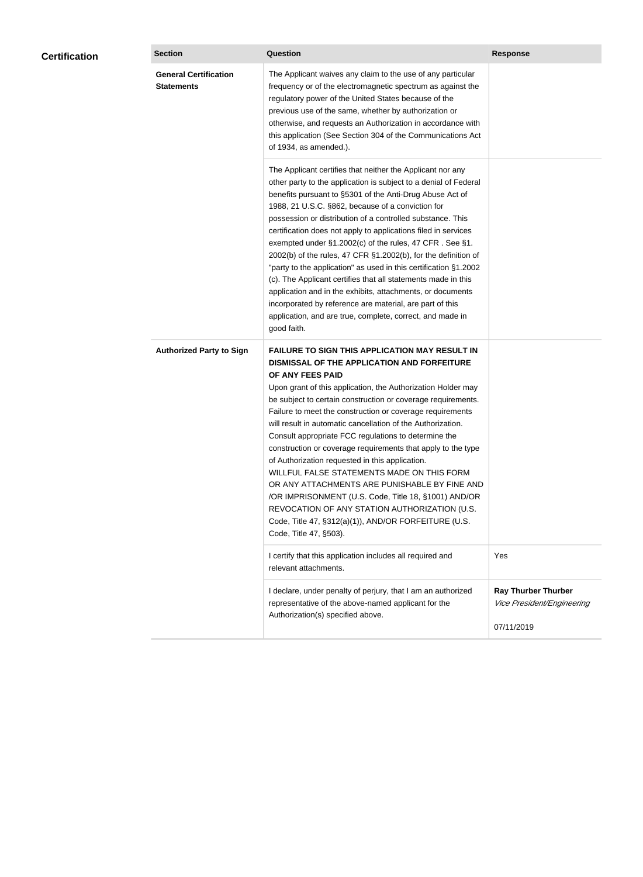## Certification

| Section | Question | Response |
|---|---|---|
| **General Certification Statements** | The Applicant waives any claim to the use of any particular frequency or of the electromagnetic spectrum as against the regulatory power of the United States because of the previous use of the same, whether by authorization or otherwise, and requests an Authorization in accordance with this application (See Section 304 of the Communications Act of 1934, as amended.). | |
| | The Applicant certifies that neither the Applicant nor any other party to the application is subject to a denial of Federal benefits pursuant to §5301 of the Anti-Drug Abuse Act of 1988, 21 U.S.C. §862, because of a conviction for possession or distribution of a controlled substance. This certification does not apply to applications filed in services exempted under §1.2002(c) of the rules, 47 CFR . See §1. 2002(b) of the rules, 47 CFR §1.2002(b), for the definition of "party to the application" as used in this certification §1.2002 (c). The Applicant certifies that all statements made in this application and in the exhibits, attachments, or documents incorporated by reference are material, are part of this application, and are true, complete, correct, and made in good faith. | |
| **Authorized Party to Sign** | **FAILURE TO SIGN THIS APPLICATION MAY RESULT IN DISMISSAL OF THE APPLICATION AND FORFEITURE OF ANY FEES PAID** Upon grant of this application, the Authorization Holder may be subject to certain construction or coverage requirements. Failure to meet the construction or coverage requirements will result in automatic cancellation of the Authorization. Consult appropriate FCC regulations to determine the construction or coverage requirements that apply to the type of Authorization requested in this application. WILLFUL FALSE STATEMENTS MADE ON THIS FORM OR ANY ATTACHMENTS ARE PUNISHABLE BY FINE AND /OR IMPRISONMENT (U.S. Code, Title 18, §1001) AND/OR REVOCATION OF ANY STATION AUTHORIZATION (U.S. Code, Title 47, §312(a)(1)), AND/OR FORFEITURE (U.S. Code, Title 47, §503). | |
| | I certify that this application includes all required and relevant attachments. | Yes |
| | I declare, under penalty of perjury, that I am an authorized representative of the above-named applicant for the Authorization(s) specified above. | **Ray Thurber Thurber** *Vice President/Engineering* 07/11/2019 |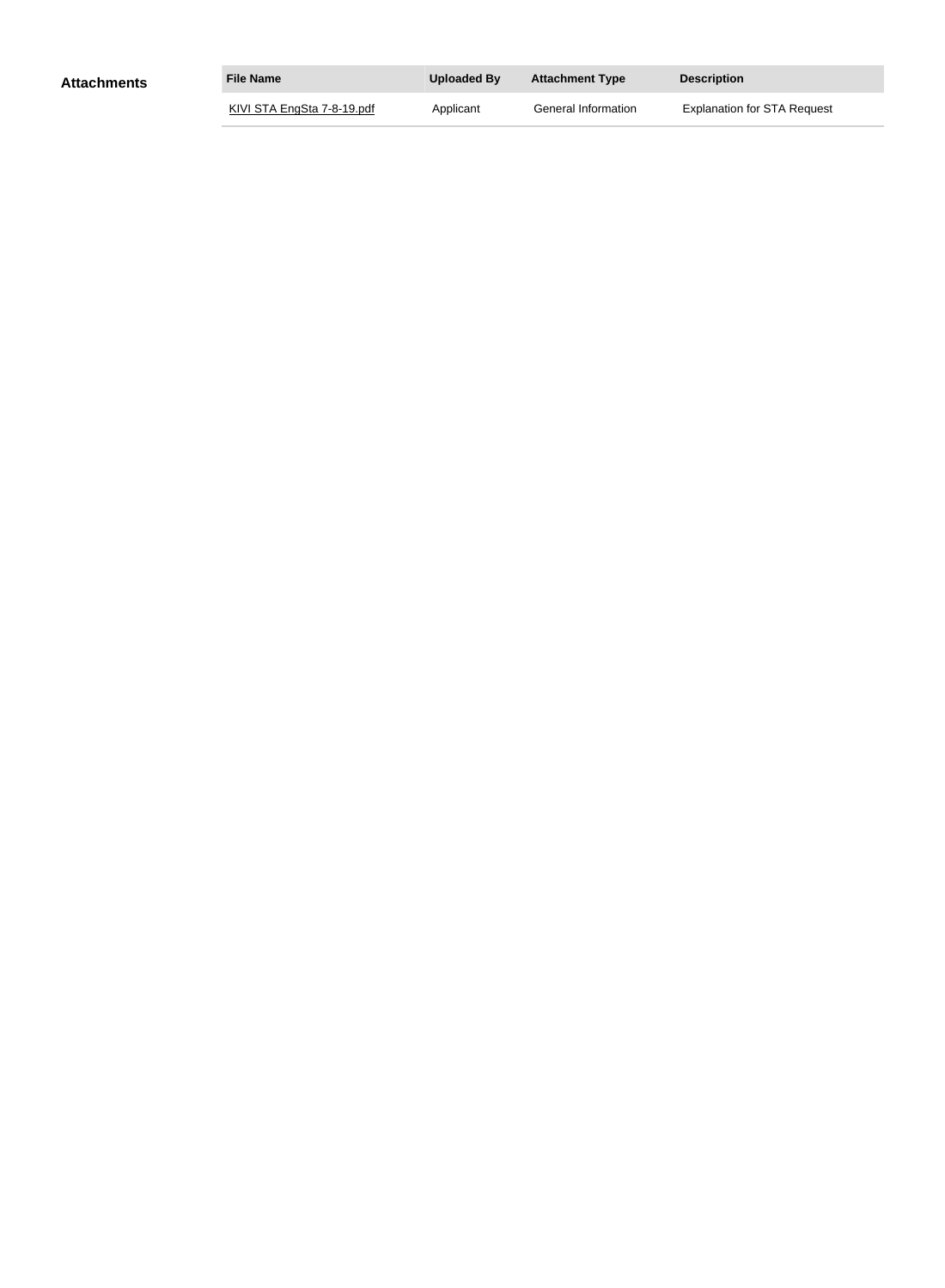**Attachments**

| File Name | Uploaded By | Attachment Type | Description |
| --- | --- | --- | --- |
| KIVI STA EngSta 7-8-19.pdf | Applicant | General Information | Explanation for STA Request |